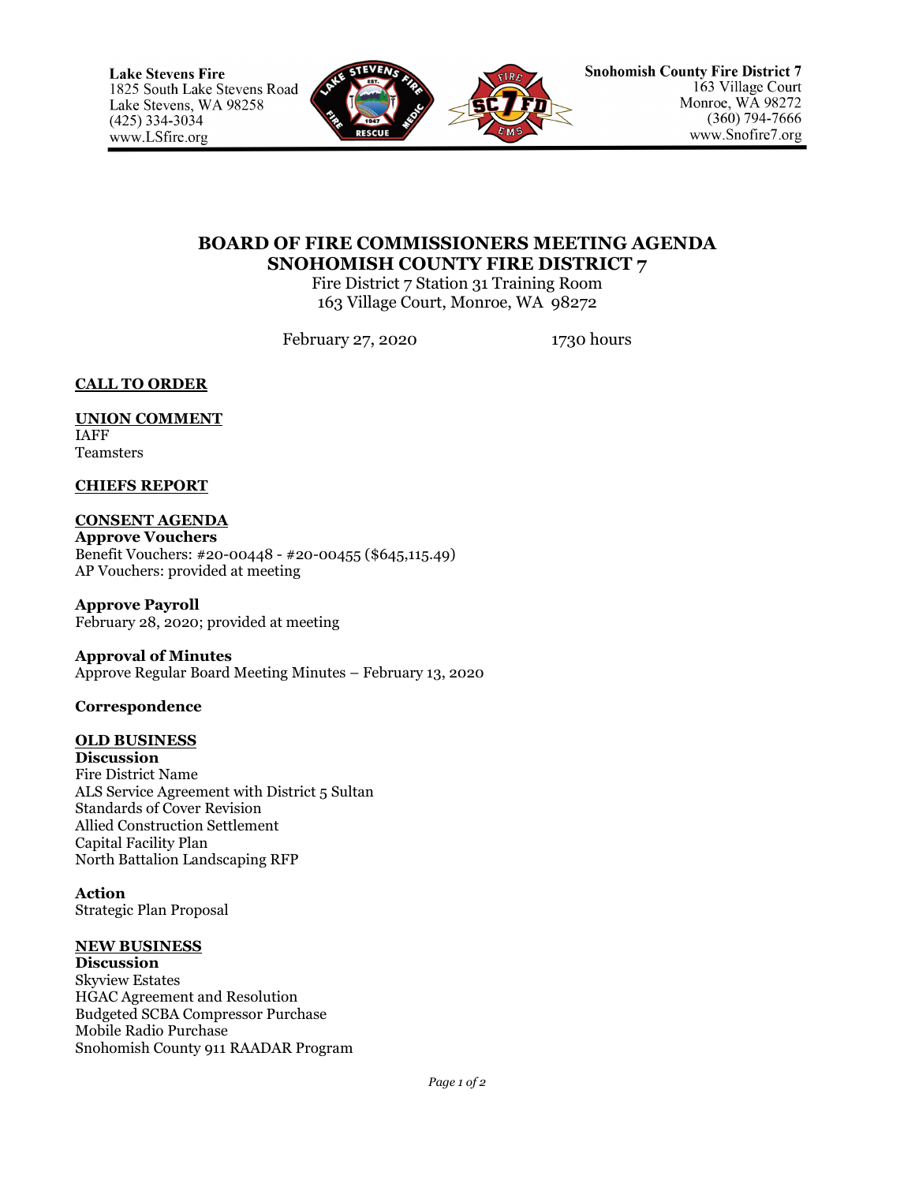**Lake Stevens Fire**
1825 South Lake Stevens Road
Lake Stevens, WA 98258
(425) 334-3034
www.LSfire.org

**Snohomish County Fire District 7**
163 Village Court
Monroe, WA 98272
(360) 794-7666
www.Snofire7.org

# BOARD OF FIRE COMMISSIONERS MEETING AGENDA
# SNOHOMISH COUNTY FIRE DISTRICT 7

Fire District 7 Station 31 Training Room
163 Village Court, Monroe, WA 98272

February 27, 2020 1730 hours

## CALL TO ORDER

## UNION COMMENT

IAFF
Teamsters

## CHIEFS REPORT

## CONSENT AGENDA

**Approve Vouchers**
Benefit Vouchers: #20-00448 - #20-00455 ($645,115.49)
AP Vouchers: provided at meeting

**Approve Payroll**
February 28, 2020; provided at meeting

**Approval of Minutes**
Approve Regular Board Meeting Minutes – February 13, 2020

**Correspondence**

## OLD BUSINESS

**Discussion**
Fire District Name
ALS Service Agreement with District 5 Sultan
Standards of Cover Revision
Allied Construction Settlement
Capital Facility Plan
North Battalion Landscaping RFP

**Action**
Strategic Plan Proposal

## NEW BUSINESS

**Discussion**
Skyview Estates
HGAC Agreement and Resolution
Budgeted SCBA Compressor Purchase
Mobile Radio Purchase
Snohomish County 911 RAADAR Program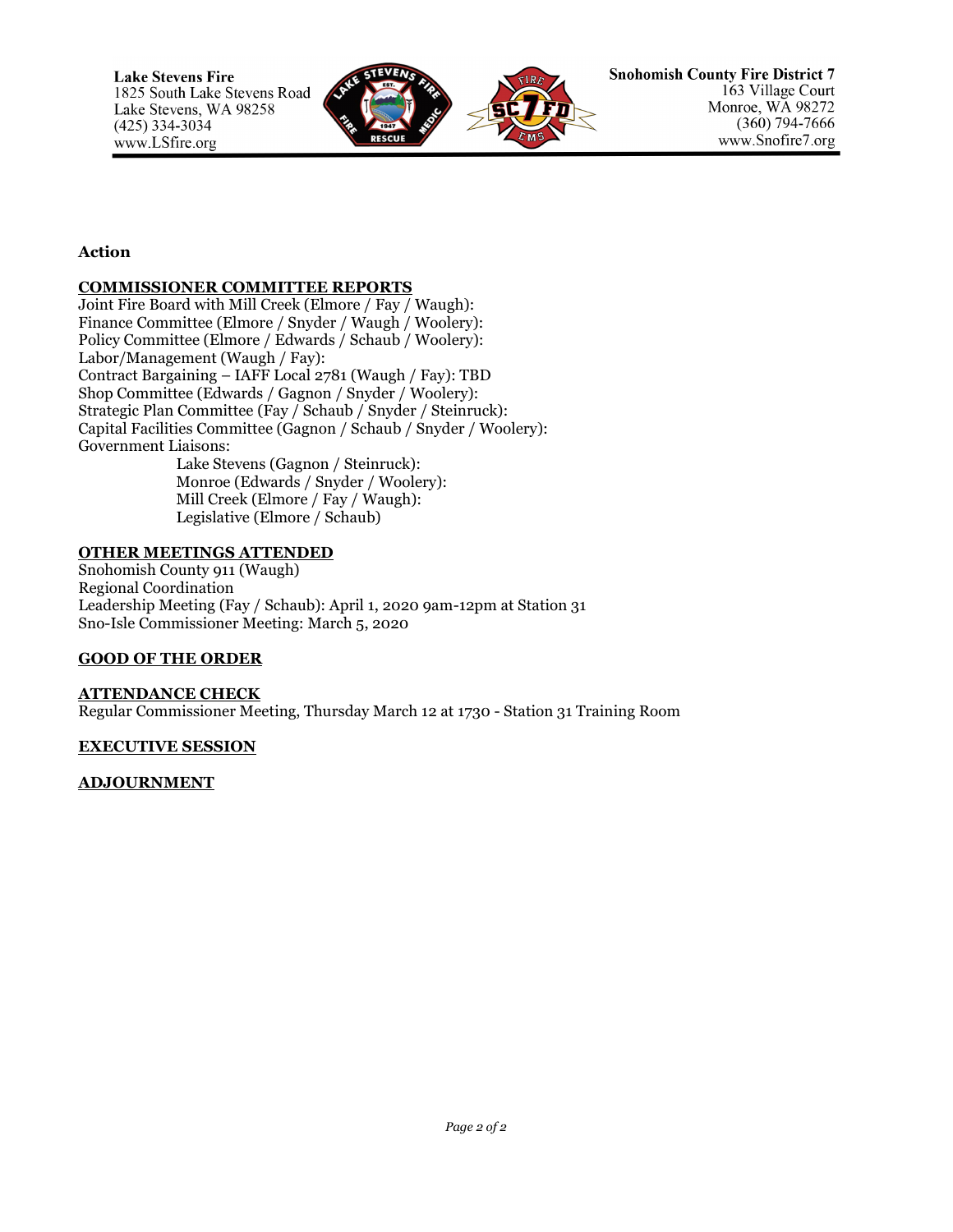**Action**

**COMMISSIONER COMMITTEE REPORTS**

Joint Fire Board with Mill Creek (Elmore / Fay / Waugh):
Finance Committee (Elmore / Snyder / Waugh / Woolery):
Policy Committee (Elmore / Edwards / Schaub / Woolery):
Labor/Management (Waugh / Fay):
Contract Bargaining – IAFF Local 2781 (Waugh / Fay): TBD
Shop Committee (Edwards / Gagnon / Snyder / Woolery):
Strategic Plan Committee (Fay / Schaub / Snyder / Steinruck):
Capital Facilities Committee (Gagnon / Schaub / Snyder / Woolery):
Government Liaisons:

- Lake Stevens (Gagnon / Steinruck):
- Monroe (Edwards / Snyder / Woolery):
- Mill Creek (Elmore / Fay / Waugh):
- Legislative (Elmore / Schaub)

**OTHER MEETINGS ATTENDED**

Snohomish County 911 (Waugh)
Regional Coordination
Leadership Meeting (Fay / Schaub): April 1, 2020 9am-12pm at Station 31
Sno-Isle Commissioner Meeting: March 5, 2020

**GOOD OF THE ORDER**

**ATTENDANCE CHECK**

Regular Commissioner Meeting, Thursday March 12 at 1730 - Station 31 Training Room

**EXECUTIVE SESSION**

**ADJOURNMENT**